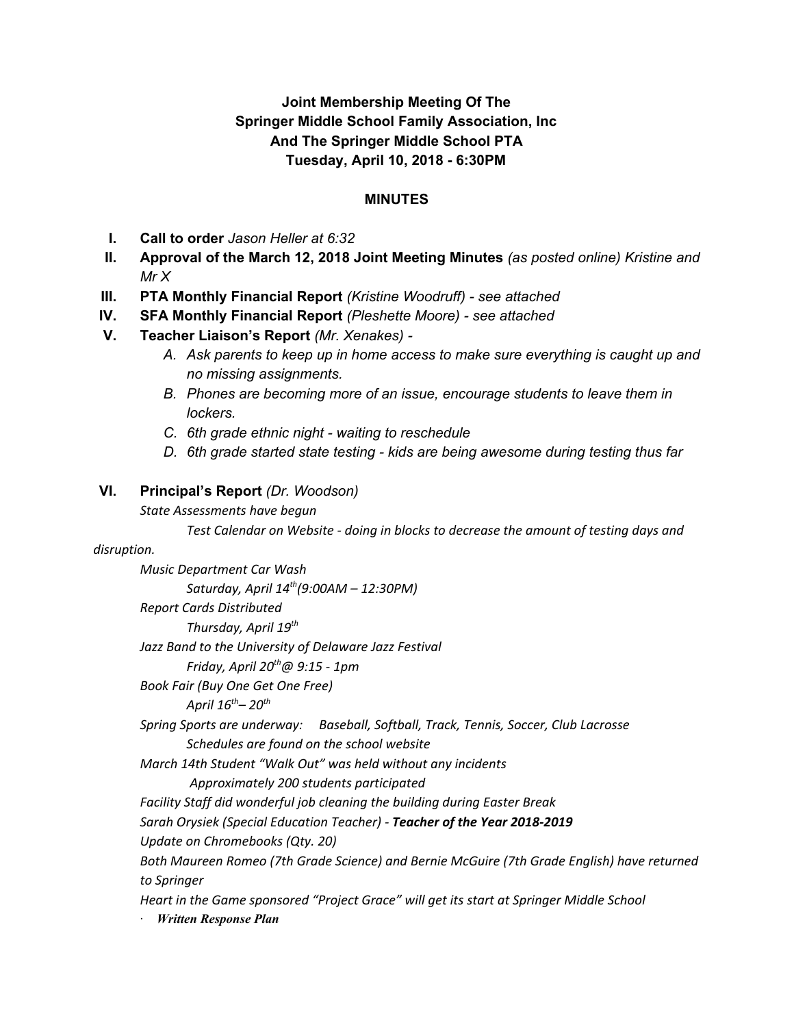**Joint Membership Meeting Of The**
**Springer Middle School Family Association, Inc**
**And The Springer Middle School PTA**
**Tuesday, April 10, 2018 - 6:30PM**

## MINUTES

I. **Call to order** *Jason Heller at 6:32*

II. **Approval of the March 12, 2018 Joint Meeting Minutes** *(as posted online) Kristine and Mr X*

III. **PTA Monthly Financial Report** *(Kristine Woodruff) - see attached*

IV. **SFA Monthly Financial Report** *(Pleshette Moore) - see attached*

V. **Teacher Liaison's Report** *(Mr. Xenakes) -*
   - A. *Ask parents to keep up in home access to make sure everything is caught up and no missing assignments.*
   - B. *Phones are becoming more of an issue, encourage students to leave them in lockers.*
   - C. *6th grade ethnic night - waiting to reschedule*
   - D. *6th grade started state testing - kids are being awesome during testing thus far*

VI. **Principal's Report** *(Dr. Woodson)*

*State Assessments have begun*

*Test Calendar on Website - doing in blocks to decrease the amount of testing days and disruption.*

*Music Department Car Wash*

*Saturday, April 14th(9:00AM – 12:30PM)*

*Report Cards Distributed*

*Thursday, April 19th*

*Jazz Band to the University of Delaware Jazz Festival*

*Friday, April 20th@ 9:15 - 1pm*

*Book Fair (Buy One Get One Free)*

*April 16th– 20th*

*Spring Sports are underway: Baseball, Softball, Track, Tennis, Soccer, Club Lacrosse*

*Schedules are found on the school website*

*March 14th Student "Walk Out" was held without any incidents*

*Approximately 200 students participated*

*Facility Staff did wonderful job cleaning the building during Easter Break*

*Sarah Orysiek (Special Education Teacher) -* ***Teacher of the Year 2018-2019***

*Update on Chromebooks (Qty. 20)*

*Both Maureen Romeo (7th Grade Science) and Bernie McGuire (7th Grade English) have returned to Springer*

*Heart in the Game sponsored "Project Grace" will get its start at Springer Middle School*

- ***Written Response Plan***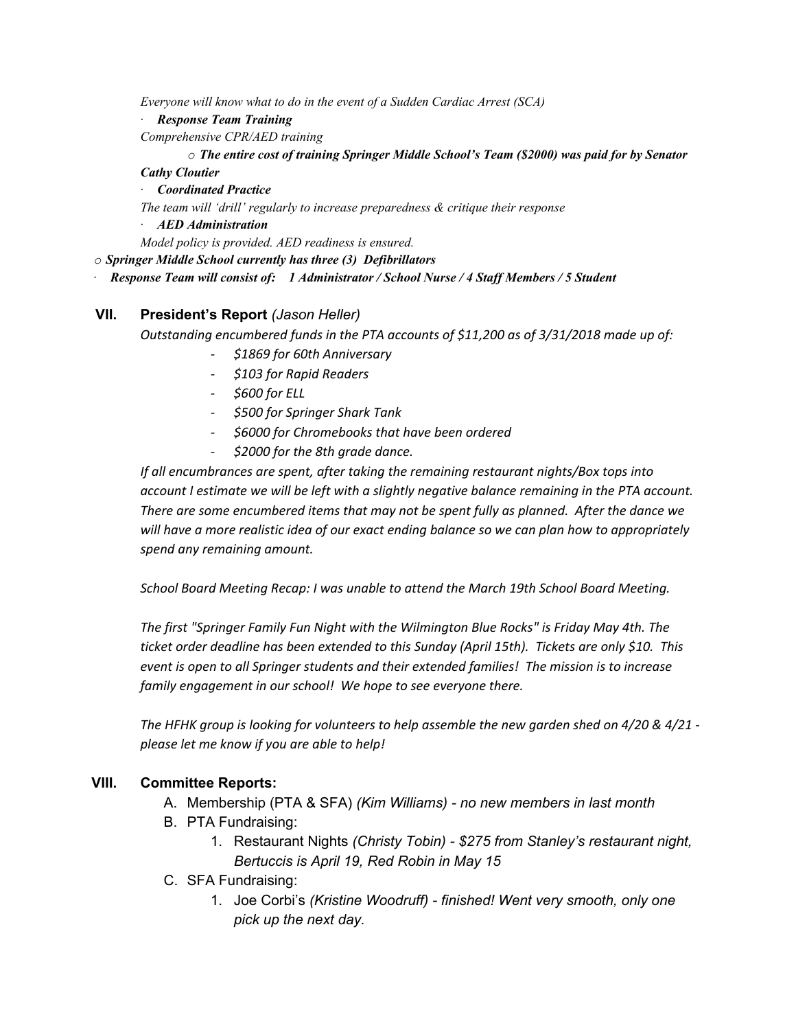*Everyone will know what to do in the event of a Sudden Cardiac Arrest (SCA)*

· ***Response Team Training***

*Comprehensive CPR/AED training*

o ***The entire cost of training Springer Middle School's Team ($2000) was paid for by Senator Cathy Cloutier***

· ***Coordinated Practice***

*The team will 'drill' regularly to increase preparedness & critique their response*

· ***AED Administration***

*Model policy is provided. AED readiness is ensured.*

o ***Springer Middle School currently has three (3) Defibrillators***

· ***Response Team will consist of: 1 Administrator / School Nurse / 4 Staff Members / 5 Student***

## VII. President's Report *(Jason Heller)*

*Outstanding encumbered funds in the PTA accounts of $11,200 as of 3/31/2018 made up of:*

- *$1869 for 60th Anniversary*
- *$103 for Rapid Readers*
- *$600 for ELL*
- *$500 for Springer Shark Tank*
- *$6000 for Chromebooks that have been ordered*
- *$2000 for the 8th grade dance.*

*If all encumbrances are spent, after taking the remaining restaurant nights/Box tops into account I estimate we will be left with a slightly negative balance remaining in the PTA account. There are some encumbered items that may not be spent fully as planned. After the dance we will have a more realistic idea of our exact ending balance so we can plan how to appropriately spend any remaining amount.*

*School Board Meeting Recap: I was unable to attend the March 19th School Board Meeting.*

*The first "Springer Family Fun Night with the Wilmington Blue Rocks" is Friday May 4th. The ticket order deadline has been extended to this Sunday (April 15th). Tickets are only $10. This event is open to all Springer students and their extended families! The mission is to increase family engagement in our school! We hope to see everyone there.*

*The HFHK group is looking for volunteers to help assemble the new garden shed on 4/20 & 4/21 - please let me know if you are able to help!*

## VIII. Committee Reports:

A. Membership (PTA & SFA) *(Kim Williams) - no new members in last month*

B. PTA Fundraising:

1. Restaurant Nights *(Christy Tobin) - $275 from Stanley's restaurant night, Bertuccis is April 19, Red Robin in May 15*

C. SFA Fundraising:

1. Joe Corbi's *(Kristine Woodruff) - finished! Went very smooth, only one pick up the next day.*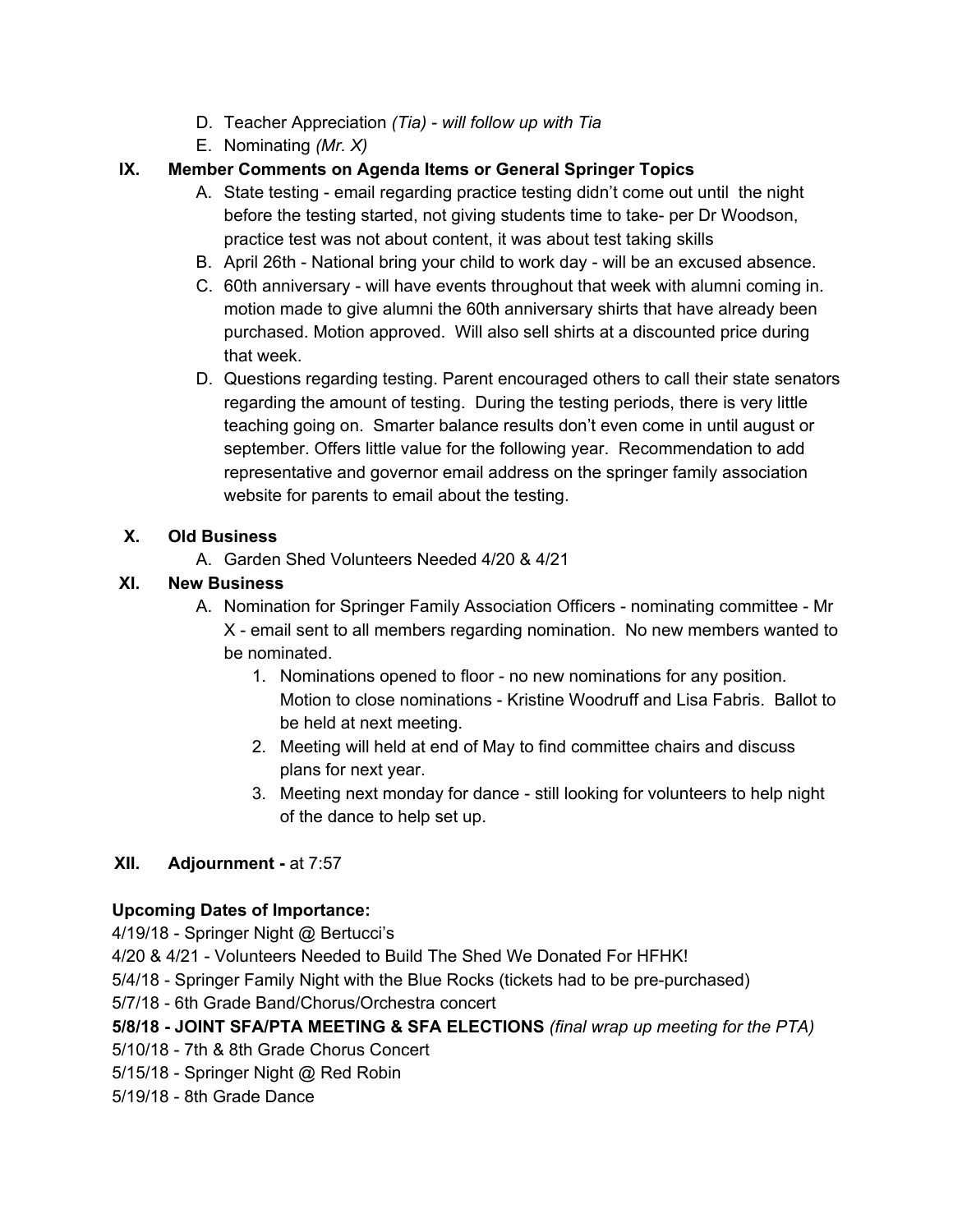D. Teacher Appreciation *(Tia) - will follow up with Tia*
   E. Nominating *(Mr. X)*

**IX. Member Comments on Agenda Items or General Springer Topics**

   A. State testing - email regarding practice testing didn't come out until the night before the testing started, not giving students time to take- per Dr Woodson, practice test was not about content, it was about test taking skills
   B. April 26th - National bring your child to work day - will be an excused absence.
   C. 60th anniversary - will have events throughout that week with alumni coming in. motion made to give alumni the 60th anniversary shirts that have already been purchased. Motion approved. Will also sell shirts at a discounted price during that week.
   D. Questions regarding testing. Parent encouraged others to call their state senators regarding the amount of testing. During the testing periods, there is very little teaching going on. Smarter balance results don't even come in until august or september. Offers little value for the following year. Recommendation to add representative and governor email address on the springer family association website for parents to email about the testing.

**X. Old Business**

   A. Garden Shed Volunteers Needed 4/20 & 4/21

**XI. New Business**

   A. Nomination for Springer Family Association Officers - nominating committee - Mr X - email sent to all members regarding nomination. No new members wanted to be nominated.
      1. Nominations opened to floor - no new nominations for any position. Motion to close nominations - Kristine Woodruff and Lisa Fabris. Ballot to be held at next meeting.
      2. Meeting will held at end of May to find committee chairs and discuss plans for next year.
      3. Meeting next monday for dance - still looking for volunteers to help night of the dance to help set up.

**XII. Adjournment -** at 7:57

**Upcoming Dates of Importance:**

4/19/18 - Springer Night @ Bertucci's
4/20 & 4/21 - Volunteers Needed to Build The Shed We Donated For HFHK!
5/4/18 - Springer Family Night with the Blue Rocks (tickets had to be pre-purchased)
5/7/18 - 6th Grade Band/Chorus/Orchestra concert
**5/8/18 - JOINT SFA/PTA MEETING & SFA ELECTIONS** *(final wrap up meeting for the PTA)*
5/10/18 - 7th & 8th Grade Chorus Concert
5/15/18 - Springer Night @ Red Robin
5/19/18 - 8th Grade Dance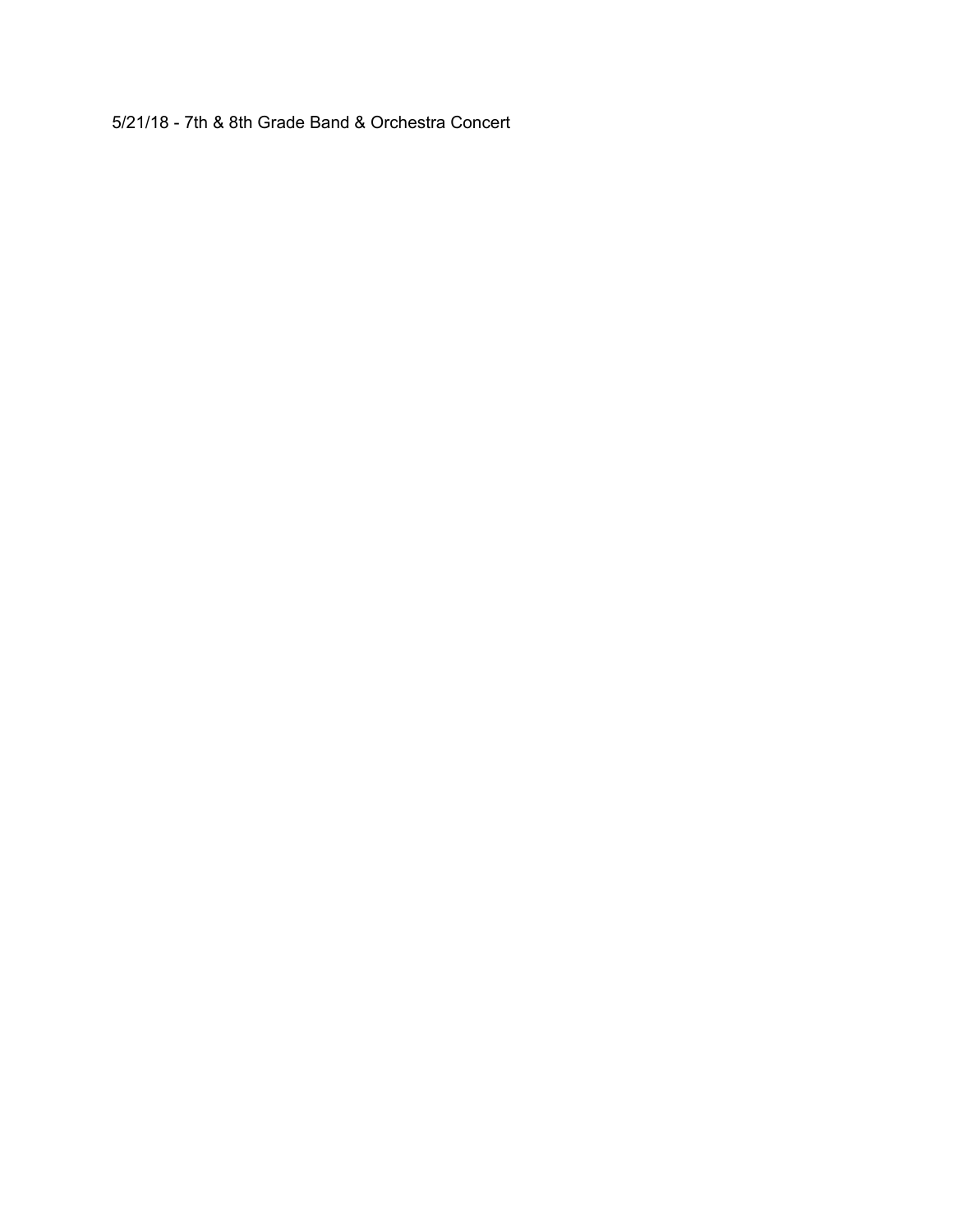5/21/18 - 7th & 8th Grade Band & Orchestra Concert